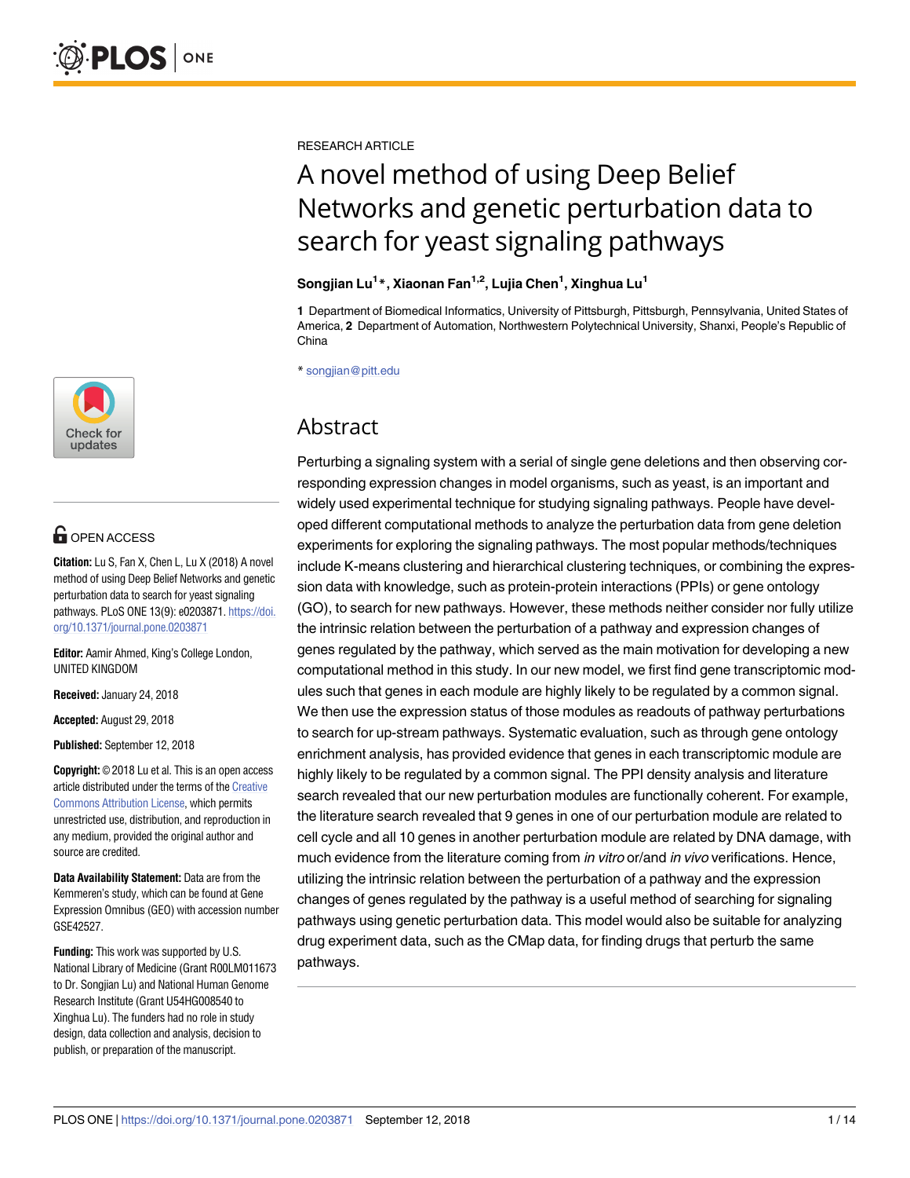RESEARCH ARTICLE

# A novel method of using Deep Belief Networks and genetic perturbation data to search for yeast signaling pathways

**Songjian Lu[1]*, Xiaonan Fan[1,2], Lujia Chen[1], Xinghua Lu[1]**

**1** Department of Biomedical Informatics, University of Pittsburgh, Pittsburgh, Pennsylvania, United States of America, **2** Department of Automation, Northwestern Polytechnical University, Shanxi, People's Republic of China

* songjian@pitt.edu

OPEN ACCESS

**Citation:** Lu S, Fan X, Chen L, Lu X (2018) A novel method of using Deep Belief Networks and genetic perturbation data to search for yeast signaling pathways. PLoS ONE 13(9): e0203871. https://doi.org/10.1371/journal.pone.0203871

**Editor:** Aamir Ahmed, King's College London, UNITED KINGDOM

**Received:** January 24, 2018

**Accepted:** August 29, 2018

**Published:** September 12, 2018

**Copyright:** © 2018 Lu et al. This is an open access article distributed under the terms of the Creative Commons Attribution License, which permits unrestricted use, distribution, and reproduction in any medium, provided the original author and source are credited.

**Data Availability Statement:** Data are from the Kemmeren's study, which can be found at Gene Expression Omnibus (GEO) with accession number GSE42527.

**Funding:** This work was supported by U.S. National Library of Medicine (Grant R00LM011673 to Dr. Songjian Lu) and National Human Genome Research Institute (Grant U54HG008540 to Xinghua Lu). The funders had no role in study design, data collection and analysis, decision to publish, or preparation of the manuscript.

## Abstract

Perturbing a signaling system with a serial of single gene deletions and then observing corresponding expression changes in model organisms, such as yeast, is an important and widely used experimental technique for studying signaling pathways. People have developed different computational methods to analyze the perturbation data from gene deletion experiments for exploring the signaling pathways. The most popular methods/techniques include K-means clustering and hierarchical clustering techniques, or combining the expression data with knowledge, such as protein-protein interactions (PPIs) or gene ontology (GO), to search for new pathways. However, these methods neither consider nor fully utilize the intrinsic relation between the perturbation of a pathway and expression changes of genes regulated by the pathway, which served as the main motivation for developing a new computational method in this study. In our new model, we first find gene transcriptomic modules such that genes in each module are highly likely to be regulated by a common signal. We then use the expression status of those modules as readouts of pathway perturbations to search for up-stream pathways. Systematic evaluation, such as through gene ontology enrichment analysis, has provided evidence that genes in each transcriptomic module are highly likely to be regulated by a common signal. The PPI density analysis and literature search revealed that our new perturbation modules are functionally coherent. For example, the literature search revealed that 9 genes in one of our perturbation module are related to cell cycle and all 10 genes in another perturbation module are related by DNA damage, with much evidence from the literature coming from *in vitro* or/and *in vivo* verifications. Hence, utilizing the intrinsic relation between the perturbation of a pathway and the expression changes of genes regulated by the pathway is a useful method of searching for signaling pathways using genetic perturbation data. This model would also be suitable for analyzing drug experiment data, such as the CMap data, for finding drugs that perturb the same pathways.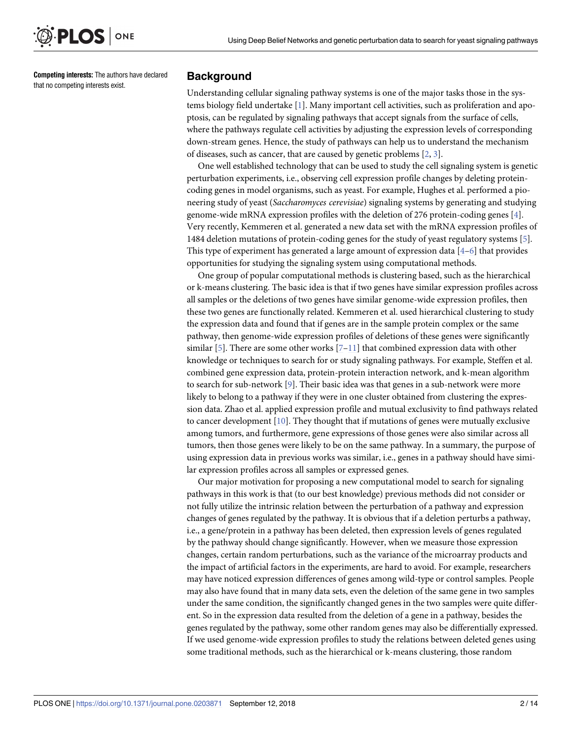**Competing interests:** The authors have declared that no competing interests exist.

## Background

Understanding cellular signaling pathway systems is one of the major tasks those in the systems biology field undertake [1]. Many important cell activities, such as proliferation and apoptosis, can be regulated by signaling pathways that accept signals from the surface of cells, where the pathways regulate cell activities by adjusting the expression levels of corresponding down-stream genes. Hence, the study of pathways can help us to understand the mechanism of diseases, such as cancer, that are caused by genetic problems [2, 3].

One well established technology that can be used to study the cell signaling system is genetic perturbation experiments, i.e., observing cell expression profile changes by deleting protein-coding genes in model organisms, such as yeast. For example, Hughes et al. performed a pioneering study of yeast (*Saccharomyces cerevisiae*) signaling systems by generating and studying genome-wide mRNA expression profiles with the deletion of 276 protein-coding genes [4]. Very recently, Kemmeren et al. generated a new data set with the mRNA expression profiles of 1484 deletion mutations of protein-coding genes for the study of yeast regulatory systems [5]. This type of experiment has generated a large amount of expression data [4–6] that provides opportunities for studying the signaling system using computational methods.

One group of popular computational methods is clustering based, such as the hierarchical or k-means clustering. The basic idea is that if two genes have similar expression profiles across all samples or the deletions of two genes have similar genome-wide expression profiles, then these two genes are functionally related. Kemmeren et al. used hierarchical clustering to study the expression data and found that if genes are in the sample protein complex or the same pathway, then genome-wide expression profiles of deletions of these genes were significantly similar [5]. There are some other works [7–11] that combined expression data with other knowledge or techniques to search for or study signaling pathways. For example, Steffen et al. combined gene expression data, protein-protein interaction network, and k-mean algorithm to search for sub-network [9]. Their basic idea was that genes in a sub-network were more likely to belong to a pathway if they were in one cluster obtained from clustering the expression data. Zhao et al. applied expression profile and mutual exclusivity to find pathways related to cancer development [10]. They thought that if mutations of genes were mutually exclusive among tumors, and furthermore, gene expressions of those genes were also similar across all tumors, then those genes were likely to be on the same pathway. In a summary, the purpose of using expression data in previous works was similar, i.e., genes in a pathway should have similar expression profiles across all samples or expressed genes.

Our major motivation for proposing a new computational model to search for signaling pathways in this work is that (to our best knowledge) previous methods did not consider or not fully utilize the intrinsic relation between the perturbation of a pathway and expression changes of genes regulated by the pathway. It is obvious that if a deletion perturbs a pathway, i.e., a gene/protein in a pathway has been deleted, then expression levels of genes regulated by the pathway should change significantly. However, when we measure those expression changes, certain random perturbations, such as the variance of the microarray products and the impact of artificial factors in the experiments, are hard to avoid. For example, researchers may have noticed expression differences of genes among wild-type or control samples. People may also have found that in many data sets, even the deletion of the same gene in two samples under the same condition, the significantly changed genes in the two samples were quite different. So in the expression data resulted from the deletion of a gene in a pathway, besides the genes regulated by the pathway, some other random genes may also be differentially expressed. If we used genome-wide expression profiles to study the relations between deleted genes using some traditional methods, such as the hierarchical or k-means clustering, those random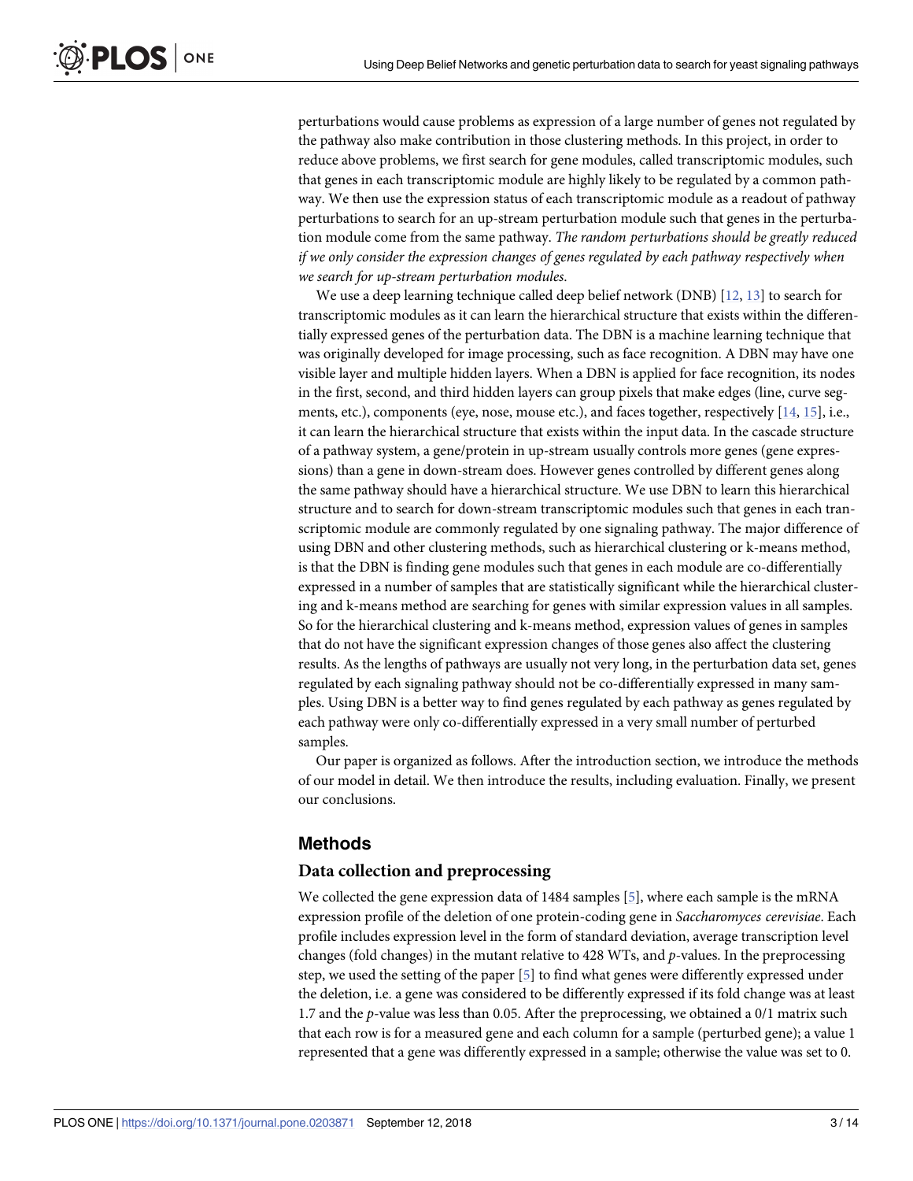perturbations would cause problems as expression of a large number of genes not regulated by the pathway also make contribution in those clustering methods. In this project, in order to reduce above problems, we first search for gene modules, called transcriptomic modules, such that genes in each transcriptomic module are highly likely to be regulated by a common pathway. We then use the expression status of each transcriptomic module as a readout of pathway perturbations to search for an up-stream perturbation module such that genes in the perturbation module come from the same pathway. *The random perturbations should be greatly reduced if we only consider the expression changes of genes regulated by each pathway respectively when we search for up-stream perturbation modules.*

We use a deep learning technique called deep belief network (DNB) [12, 13] to search for transcriptomic modules as it can learn the hierarchical structure that exists within the differentially expressed genes of the perturbation data. The DBN is a machine learning technique that was originally developed for image processing, such as face recognition. A DBN may have one visible layer and multiple hidden layers. When a DBN is applied for face recognition, its nodes in the first, second, and third hidden layers can group pixels that make edges (line, curve segments, etc.), components (eye, nose, mouse etc.), and faces together, respectively [14, 15], i.e., it can learn the hierarchical structure that exists within the input data. In the cascade structure of a pathway system, a gene/protein in up-stream usually controls more genes (gene expressions) than a gene in down-stream does. However genes controlled by different genes along the same pathway should have a hierarchical structure. We use DBN to learn this hierarchical structure and to search for down-stream transcriptomic modules such that genes in each transcriptomic module are commonly regulated by one signaling pathway. The major difference of using DBN and other clustering methods, such as hierarchical clustering or k-means method, is that the DBN is finding gene modules such that genes in each module are co-differentially expressed in a number of samples that are statistically significant while the hierarchical clustering and k-means method are searching for genes with similar expression values in all samples. So for the hierarchical clustering and k-means method, expression values of genes in samples that do not have the significant expression changes of those genes also affect the clustering results. As the lengths of pathways are usually not very long, in the perturbation data set, genes regulated by each signaling pathway should not be co-differentially expressed in many samples. Using DBN is a better way to find genes regulated by each pathway as genes regulated by each pathway were only co-differentially expressed in a very small number of perturbed samples.

Our paper is organized as follows. After the introduction section, we introduce the methods of our model in detail. We then introduce the results, including evaluation. Finally, we present our conclusions.

## Methods

### Data collection and preprocessing

We collected the gene expression data of 1484 samples [5], where each sample is the mRNA expression profile of the deletion of one protein-coding gene in *Saccharomyces cerevisiae*. Each profile includes expression level in the form of standard deviation, average transcription level changes (fold changes) in the mutant relative to 428 WTs, and $p$-values. In the preprocessing step, we used the setting of the paper [5] to find what genes were differently expressed under the deletion, i.e. a gene was considered to be differently expressed if its fold change was at least 1.7 and the $p$-value was less than 0.05. After the preprocessing, we obtained a 0/1 matrix such that each row is for a measured gene and each column for a sample (perturbed gene); a value 1 represented that a gene was differently expressed in a sample; otherwise the value was set to 0.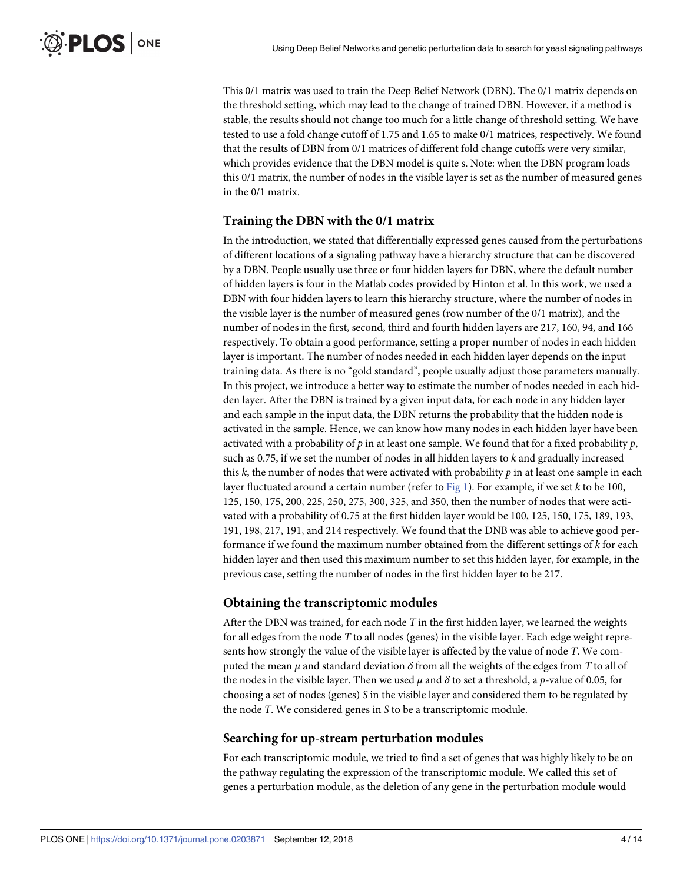This 0/1 matrix was used to train the Deep Belief Network (DBN). The 0/1 matrix depends on the threshold setting, which may lead to the change of trained DBN. However, if a method is stable, the results should not change too much for a little change of threshold setting. We have tested to use a fold change cutoff of 1.75 and 1.65 to make 0/1 matrices, respectively. We found that the results of DBN from 0/1 matrices of different fold change cutoffs were very similar, which provides evidence that the DBN model is quite s. Note: when the DBN program loads this 0/1 matrix, the number of nodes in the visible layer is set as the number of measured genes in the 0/1 matrix.

## Training the DBN with the 0/1 matrix

In the introduction, we stated that differentially expressed genes caused from the perturbations of different locations of a signaling pathway have a hierarchy structure that can be discovered by a DBN. People usually use three or four hidden layers for DBN, where the default number of hidden layers is four in the Matlab codes provided by Hinton et al. In this work, we used a DBN with four hidden layers to learn this hierarchy structure, where the number of nodes in the visible layer is the number of measured genes (row number of the 0/1 matrix), and the number of nodes in the first, second, third and fourth hidden layers are 217, 160, 94, and 166 respectively. To obtain a good performance, setting a proper number of nodes in each hidden layer is important. The number of nodes needed in each hidden layer depends on the input training data. As there is no "gold standard", people usually adjust those parameters manually. In this project, we introduce a better way to estimate the number of nodes needed in each hidden layer. After the DBN is trained by a given input data, for each node in any hidden layer and each sample in the input data, the DBN returns the probability that the hidden node is activated in the sample. Hence, we can know how many nodes in each hidden layer have been activated with a probability of $p$ in at least one sample. We found that for a fixed probability $p$, such as 0.75, if we set the number of nodes in all hidden layers to $k$ and gradually increased this $k$, the number of nodes that were activated with probability $p$ in at least one sample in each layer fluctuated around a certain number (refer to Fig 1). For example, if we set $k$ to be 100, 125, 150, 175, 200, 225, 250, 275, 300, 325, and 350, then the number of nodes that were activated with a probability of 0.75 at the first hidden layer would be 100, 125, 150, 175, 189, 193, 191, 198, 217, 191, and 214 respectively. We found that the DNB was able to achieve good performance if we found the maximum number obtained from the different settings of $k$ for each hidden layer and then used this maximum number to set this hidden layer, for example, in the previous case, setting the number of nodes in the first hidden layer to be 217.

## Obtaining the transcriptomic modules

After the DBN was trained, for each node $T$ in the first hidden layer, we learned the weights for all edges from the node $T$ to all nodes (genes) in the visible layer. Each edge weight represents how strongly the value of the visible layer is affected by the value of node $T$. We computed the mean $\mu$ and standard deviation $\delta$ from all the weights of the edges from $T$ to all of the nodes in the visible layer. Then we used $\mu$ and $\delta$ to set a threshold, a $p$-value of 0.05, for choosing a set of nodes (genes) $S$ in the visible layer and considered them to be regulated by the node $T$. We considered genes in $S$ to be a transcriptomic module.

## Searching for up-stream perturbation modules

For each transcriptomic module, we tried to find a set of genes that was highly likely to be on the pathway regulating the expression of the transcriptomic module. We called this set of genes a perturbation module, as the deletion of any gene in the perturbation module would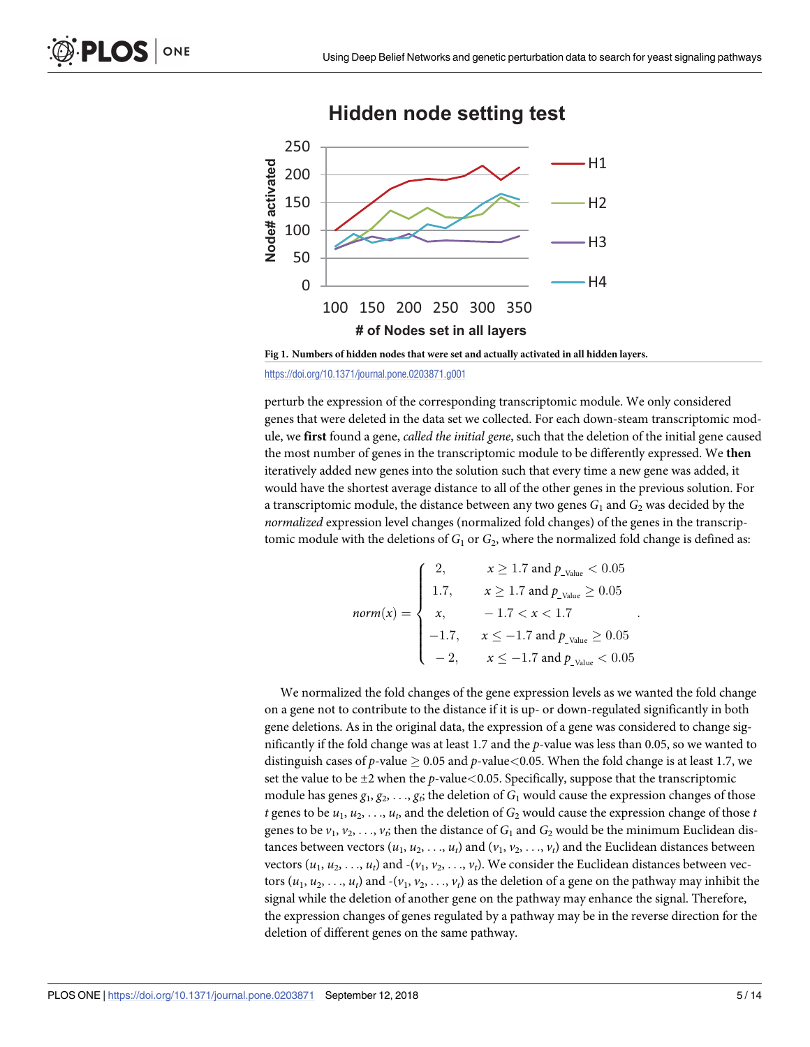**Fig 1. Numbers of hidden nodes that were set and actually activated in all hidden layers.**

https://doi.org/10.1371/journal.pone.0203871.g001

perturb the expression of the corresponding transcriptomic module. We only considered genes that were deleted in the data set we collected. For each down-steam transcriptomic module, we **first** found a gene, *called the initial gene*, such that the deletion of the initial gene caused the most number of genes in the transcriptomic module to be differently expressed. We **then** iteratively added new genes into the solution such that every time a new gene was added, it would have the shortest average distance to all of the other genes in the previous solution. For a transcriptomic module, the distance between any two genes $G_1$ and $G_2$ was decided by the *normalized* expression level changes (normalized fold changes) of the genes in the transcriptomic module with the deletions of $G_1$ or $G_2$, where the normalized fold change is defined as:

$$norm(x) = \begin{cases} 2, & x \geq 1.7 \text{ and } p_{\_\text{Value}} < 0.05 \\ 1.7, & x \geq 1.7 \text{ and } p_{\_\text{Value}} \geq 0.05 \\ x, & -1.7 < x < 1.7 \\ -1.7, & x \leq -1.7 \text{ and } p_{\_\text{Value}} \geq 0.05 \\ -2, & x \leq -1.7 \text{ and } p_{\_\text{Value}} < 0.05 \end{cases}.$$

We normalized the fold changes of the gene expression levels as we wanted the fold change on a gene not to contribute to the distance if it is up- or down-regulated significantly in both gene deletions. As in the original data, the expression of a gene was considered to change significantly if the fold change was at least 1.7 and the *p*-value was less than 0.05, so we wanted to distinguish cases of *p*-value $\geq 0.05$ and *p*-value$<0.05$. When the fold change is at least 1.7, we set the value to be $\pm 2$ when the *p*-value$<0.05$. Specifically, suppose that the transcriptomic module has genes $g_1, g_2, \ldots, g_t$; the deletion of $G_1$ would cause the expression changes of those $t$ genes to be $u_1, u_2, \ldots, u_t$, and the deletion of $G_2$ would cause the expression change of those $t$ genes to be $v_1, v_2, \ldots, v_t$; then the distance of $G_1$ and $G_2$ would be the minimum Euclidean distances between vectors $(u_1, u_2, \ldots, u_t)$ and $(v_1, v_2, \ldots, v_t)$ and the Euclidean distances between vectors $(u_1, u_2, \ldots, u_t)$ and $-(v_1, v_2, \ldots, v_t)$. We consider the Euclidean distances between vectors $(u_1, u_2, \ldots, u_t)$ and $-(v_1, v_2, \ldots, v_t)$ as the deletion of a gene on the pathway may inhibit the signal while the deletion of another gene on the pathway may enhance the signal. Therefore, the expression changes of genes regulated by a pathway may be in the reverse direction for the deletion of different genes on the same pathway.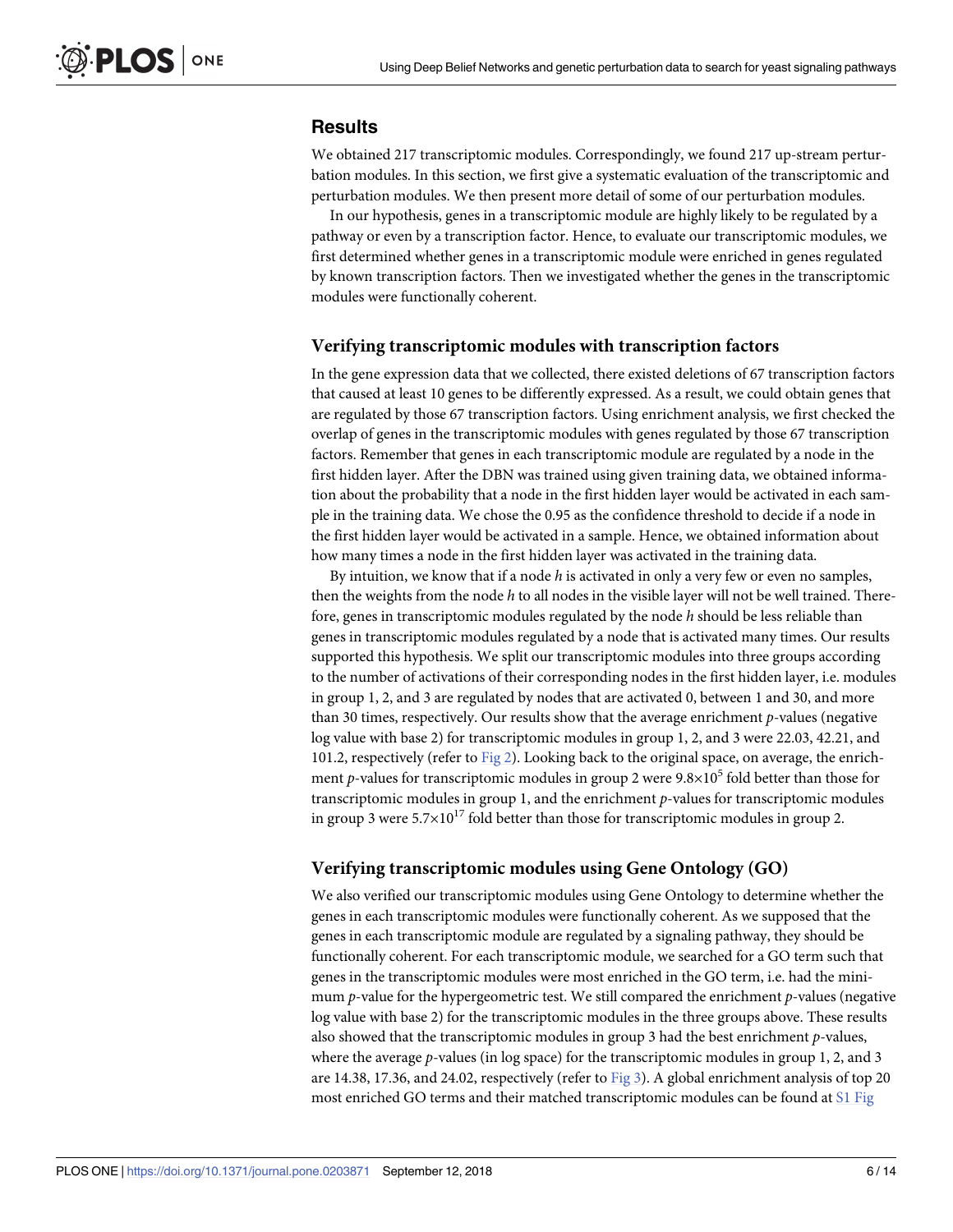## Results

We obtained 217 transcriptomic modules. Correspondingly, we found 217 up-stream perturbation modules. In this section, we first give a systematic evaluation of the transcriptomic and perturbation modules. We then present more detail of some of our perturbation modules.

In our hypothesis, genes in a transcriptomic module are highly likely to be regulated by a pathway or even by a transcription factor. Hence, to evaluate our transcriptomic modules, we first determined whether genes in a transcriptomic module were enriched in genes regulated by known transcription factors. Then we investigated whether the genes in the transcriptomic modules were functionally coherent.

### Verifying transcriptomic modules with transcription factors

In the gene expression data that we collected, there existed deletions of 67 transcription factors that caused at least 10 genes to be differently expressed. As a result, we could obtain genes that are regulated by those 67 transcription factors. Using enrichment analysis, we first checked the overlap of genes in the transcriptomic modules with genes regulated by those 67 transcription factors. Remember that genes in each transcriptomic module are regulated by a node in the first hidden layer. After the DBN was trained using given training data, we obtained information about the probability that a node in the first hidden layer would be activated in each sample in the training data. We chose the 0.95 as the confidence threshold to decide if a node in the first hidden layer would be activated in a sample. Hence, we obtained information about how many times a node in the first hidden layer was activated in the training data.

By intuition, we know that if a node $h$ is activated in only a very few or even no samples, then the weights from the node $h$ to all nodes in the visible layer will not be well trained. Therefore, genes in transcriptomic modules regulated by the node $h$ should be less reliable than genes in transcriptomic modules regulated by a node that is activated many times. Our results supported this hypothesis. We split our transcriptomic modules into three groups according to the number of activations of their corresponding nodes in the first hidden layer, i.e. modules in group 1, 2, and 3 are regulated by nodes that are activated 0, between 1 and 30, and more than 30 times, respectively. Our results show that the average enrichment $p$-values (negative log value with base 2) for transcriptomic modules in group 1, 2, and 3 were 22.03, 42.21, and 101.2, respectively (refer to Fig 2). Looking back to the original space, on average, the enrichment $p$-values for transcriptomic modules in group 2 were $9.8 \times 10^5$ fold better than those for transcriptomic modules in group 1, and the enrichment $p$-values for transcriptomic modules in group 3 were $5.7 \times 10^{17}$ fold better than those for transcriptomic modules in group 2.

### Verifying transcriptomic modules using Gene Ontology (GO)

We also verified our transcriptomic modules using Gene Ontology to determine whether the genes in each transcriptomic modules were functionally coherent. As we supposed that the genes in each transcriptomic module are regulated by a signaling pathway, they should be functionally coherent. For each transcriptomic module, we searched for a GO term such that genes in the transcriptomic modules were most enriched in the GO term, i.e. had the minimum $p$-value for the hypergeometric test. We still compared the enrichment $p$-values (negative log value with base 2) for the transcriptomic modules in the three groups above. These results also showed that the transcriptomic modules in group 3 had the best enrichment $p$-values, where the average $p$-values (in log space) for the transcriptomic modules in group 1, 2, and 3 are 14.38, 17.36, and 24.02, respectively (refer to Fig 3). A global enrichment analysis of top 20 most enriched GO terms and their matched transcriptomic modules can be found at S1 Fig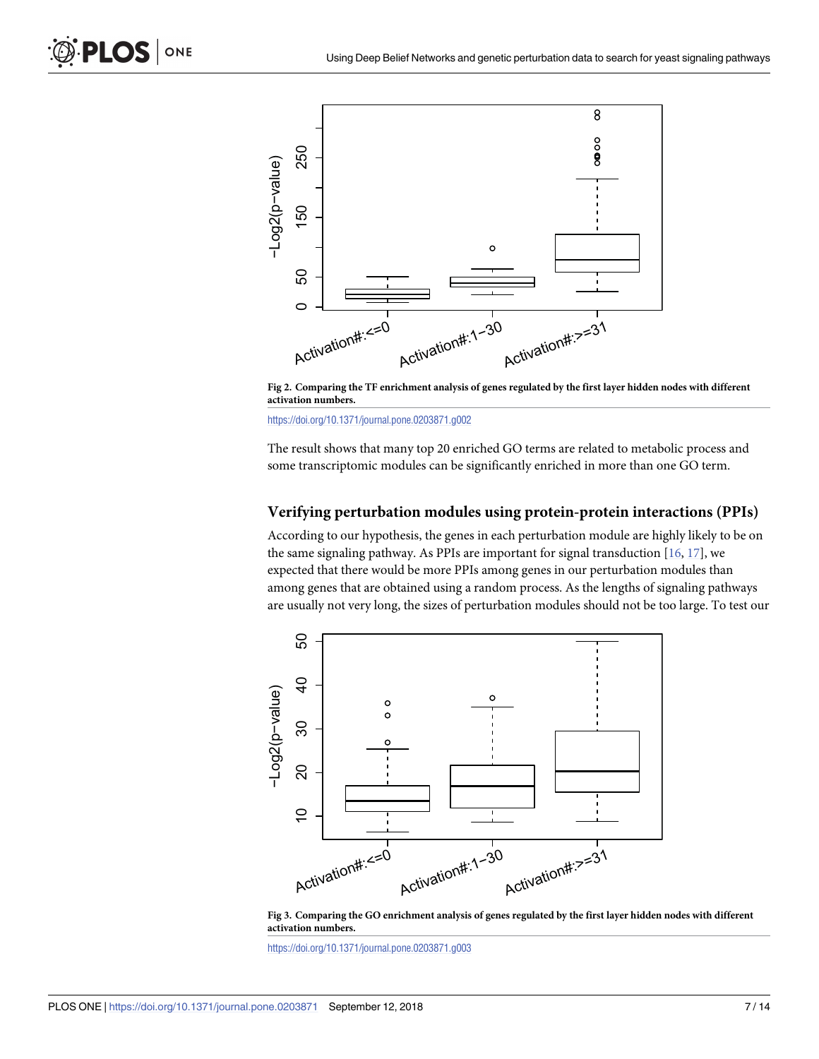Fig 2. Comparing the TF enrichment analysis of genes regulated by the first layer hidden nodes with different activation numbers.

https://doi.org/10.1371/journal.pone.0203871.g002

The result shows that many top 20 enriched GO terms are related to metabolic process and some transcriptomic modules can be significantly enriched in more than one GO term.

### Verifying perturbation modules using protein-protein interactions (PPIs)

According to our hypothesis, the genes in each perturbation module are highly likely to be on the same signaling pathway. As PPIs are important for signal transduction [16, 17], we expected that there would be more PPIs among genes in our perturbation modules than among genes that are obtained using a random process. As the lengths of signaling pathways are usually not very long, the sizes of perturbation modules should not be too large. To test our

Fig 3. Comparing the GO enrichment analysis of genes regulated by the first layer hidden nodes with different activation numbers.

https://doi.org/10.1371/journal.pone.0203871.g003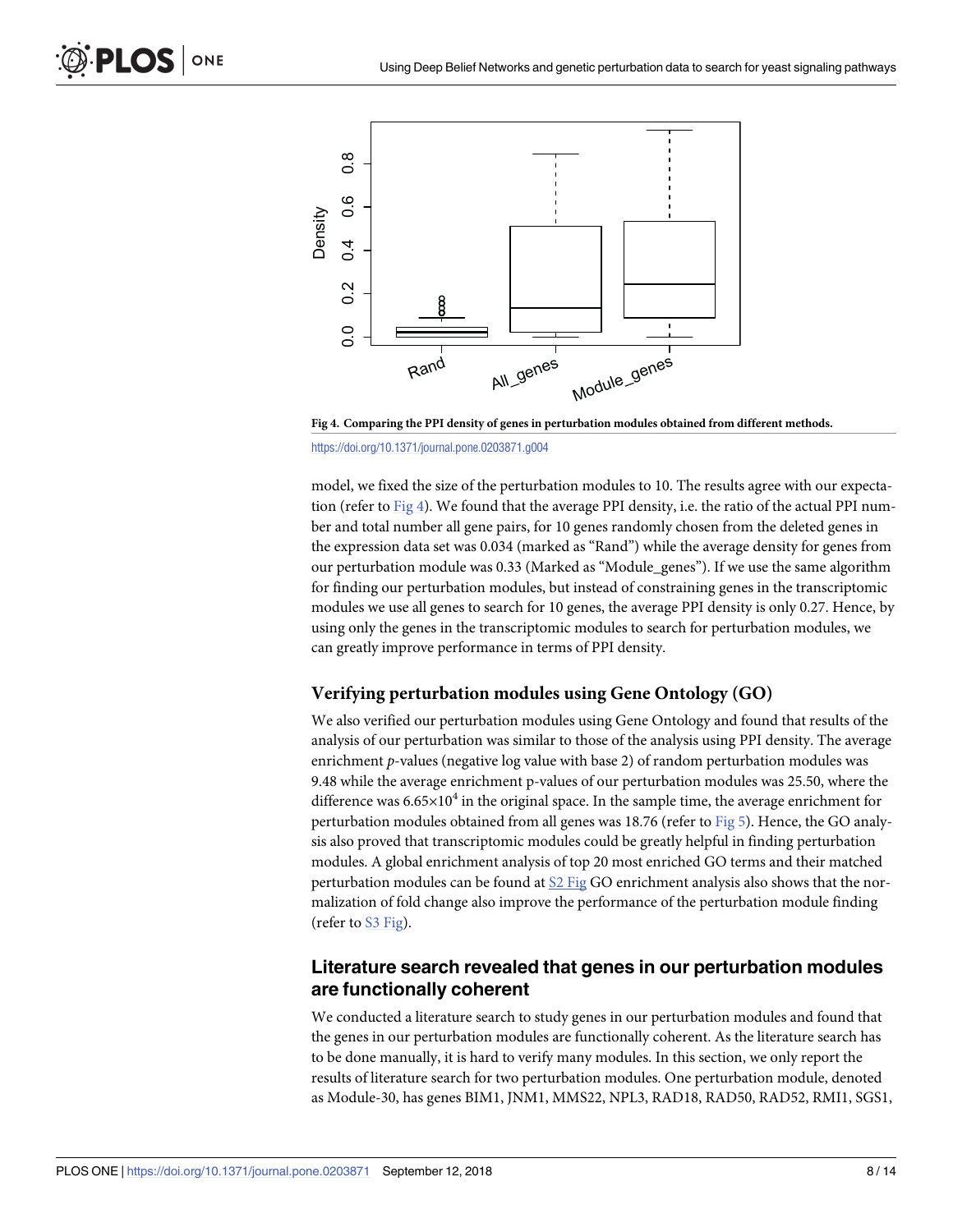Fig 4. Comparing the PPI density of genes in perturbation modules obtained from different methods.

https://doi.org/10.1371/journal.pone.0203871.g004

model, we fixed the size of the perturbation modules to 10. The results agree with our expectation (refer to Fig 4). We found that the average PPI density, i.e. the ratio of the actual PPI number and total number all gene pairs, for 10 genes randomly chosen from the deleted genes in the expression data set was 0.034 (marked as "Rand") while the average density for genes from our perturbation module was 0.33 (Marked as "Module_genes"). If we use the same algorithm for finding our perturbation modules, but instead of constraining genes in the transcriptomic modules we use all genes to search for 10 genes, the average PPI density is only 0.27. Hence, by using only the genes in the transcriptomic modules to search for perturbation modules, we can greatly improve performance in terms of PPI density.

## Verifying perturbation modules using Gene Ontology (GO)

We also verified our perturbation modules using Gene Ontology and found that results of the analysis of our perturbation was similar to those of the analysis using PPI density. The average enrichment *p*-values (negative log value with base 2) of random perturbation modules was 9.48 while the average enrichment p-values of our perturbation modules was 25.50, where the difference was $6.65 \times 10^4$ in the original space. In the sample time, the average enrichment for perturbation modules obtained from all genes was 18.76 (refer to Fig 5). Hence, the GO analysis also proved that transcriptomic modules could be greatly helpful in finding perturbation modules. A global enrichment analysis of top 20 most enriched GO terms and their matched perturbation modules can be found at S2 Fig GO enrichment analysis also shows that the normalization of fold change also improve the performance of the perturbation module finding (refer to S3 Fig).

## Literature search revealed that genes in our perturbation modules are functionally coherent

We conducted a literature search to study genes in our perturbation modules and found that the genes in our perturbation modules are functionally coherent. As the literature search has to be done manually, it is hard to verify many modules. In this section, we only report the results of literature search for two perturbation modules. One perturbation module, denoted as Module-30, has genes BIM1, JNM1, MMS22, NPL3, RAD18, RAD50, RAD52, RMI1, SGS1,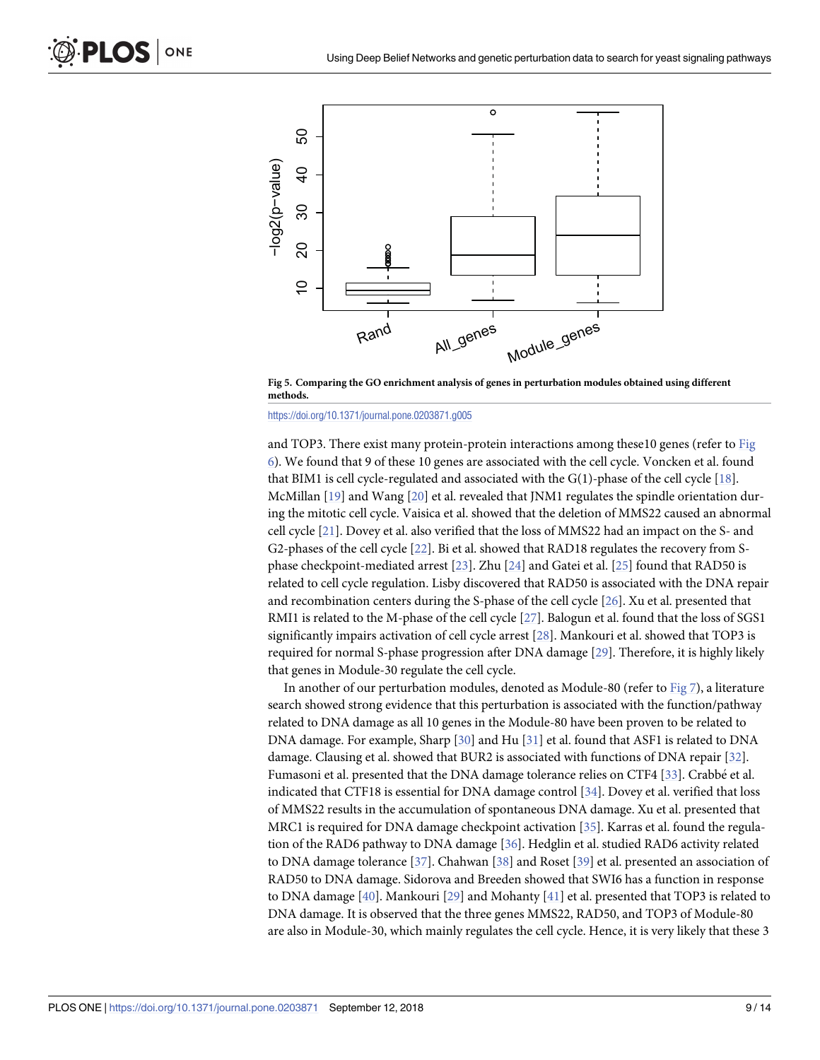**Fig 5. Comparing the GO enrichment analysis of genes in perturbation modules obtained using different methods.**

https://doi.org/10.1371/journal.pone.0203871.g005

and TOP3. There exist many protein-protein interactions among these10 genes (refer to Fig 6). We found that 9 of these 10 genes are associated with the cell cycle. Voncken et al. found that BIM1 is cell cycle-regulated and associated with the G(1)-phase of the cell cycle [18]. McMillan [19] and Wang [20] et al. revealed that JNM1 regulates the spindle orientation during the mitotic cell cycle. Vaisica et al. showed that the deletion of MMS22 caused an abnormal cell cycle [21]. Dovey et al. also verified that the loss of MMS22 had an impact on the S- and G2-phases of the cell cycle [22]. Bi et al. showed that RAD18 regulates the recovery from S-phase checkpoint-mediated arrest [23]. Zhu [24] and Gatei et al. [25] found that RAD50 is related to cell cycle regulation. Lisby discovered that RAD50 is associated with the DNA repair and recombination centers during the S-phase of the cell cycle [26]. Xu et al. presented that RMI1 is related to the M-phase of the cell cycle [27]. Balogun et al. found that the loss of SGS1 significantly impairs activation of cell cycle arrest [28]. Mankouri et al. showed that TOP3 is required for normal S-phase progression after DNA damage [29]. Therefore, it is highly likely that genes in Module-30 regulate the cell cycle.

In another of our perturbation modules, denoted as Module-80 (refer to Fig 7), a literature search showed strong evidence that this perturbation is associated with the function/pathway related to DNA damage as all 10 genes in the Module-80 have been proven to be related to DNA damage. For example, Sharp [30] and Hu [31] et al. found that ASF1 is related to DNA damage. Clausing et al. showed that BUR2 is associated with functions of DNA repair [32]. Fumasoni et al. presented that the DNA damage tolerance relies on CTF4 [33]. Crabbé et al. indicated that CTF18 is essential for DNA damage control [34]. Dovey et al. verified that loss of MMS22 results in the accumulation of spontaneous DNA damage. Xu et al. presented that MRC1 is required for DNA damage checkpoint activation [35]. Karras et al. found the regulation of the RAD6 pathway to DNA damage [36]. Hedglin et al. studied RAD6 activity related to DNA damage tolerance [37]. Chahwan [38] and Roset [39] et al. presented an association of RAD50 to DNA damage. Sidorova and Breeden showed that SWI6 has a function in response to DNA damage [40]. Mankouri [29] and Mohanty [41] et al. presented that TOP3 is related to DNA damage. It is observed that the three genes MMS22, RAD50, and TOP3 of Module-80 are also in Module-30, which mainly regulates the cell cycle. Hence, it is very likely that these 3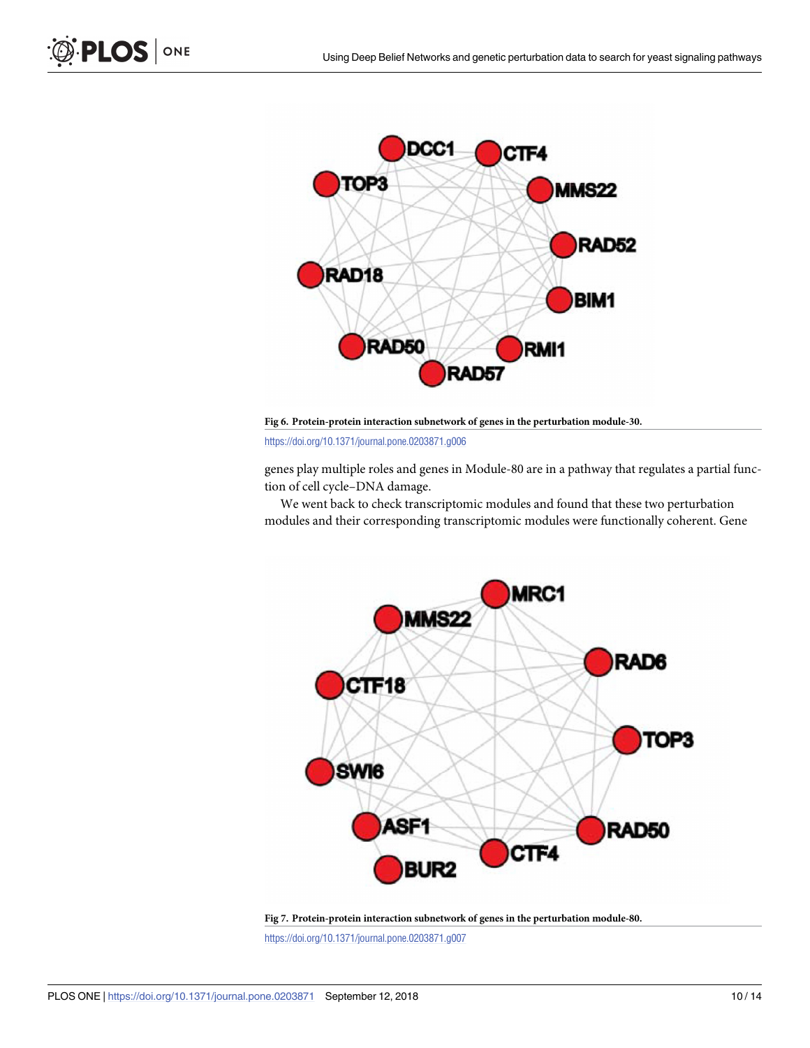Fig 6. Protein-protein interaction subnetwork of genes in the perturbation module-30.

https://doi.org/10.1371/journal.pone.0203871.g006

genes play multiple roles and genes in Module-80 are in a pathway that regulates a partial function of cell cycle–DNA damage.

We went back to check transcriptomic modules and found that these two perturbation modules and their corresponding transcriptomic modules were functionally coherent. Gene

Fig 7. Protein-protein interaction subnetwork of genes in the perturbation module-80.

https://doi.org/10.1371/journal.pone.0203871.g007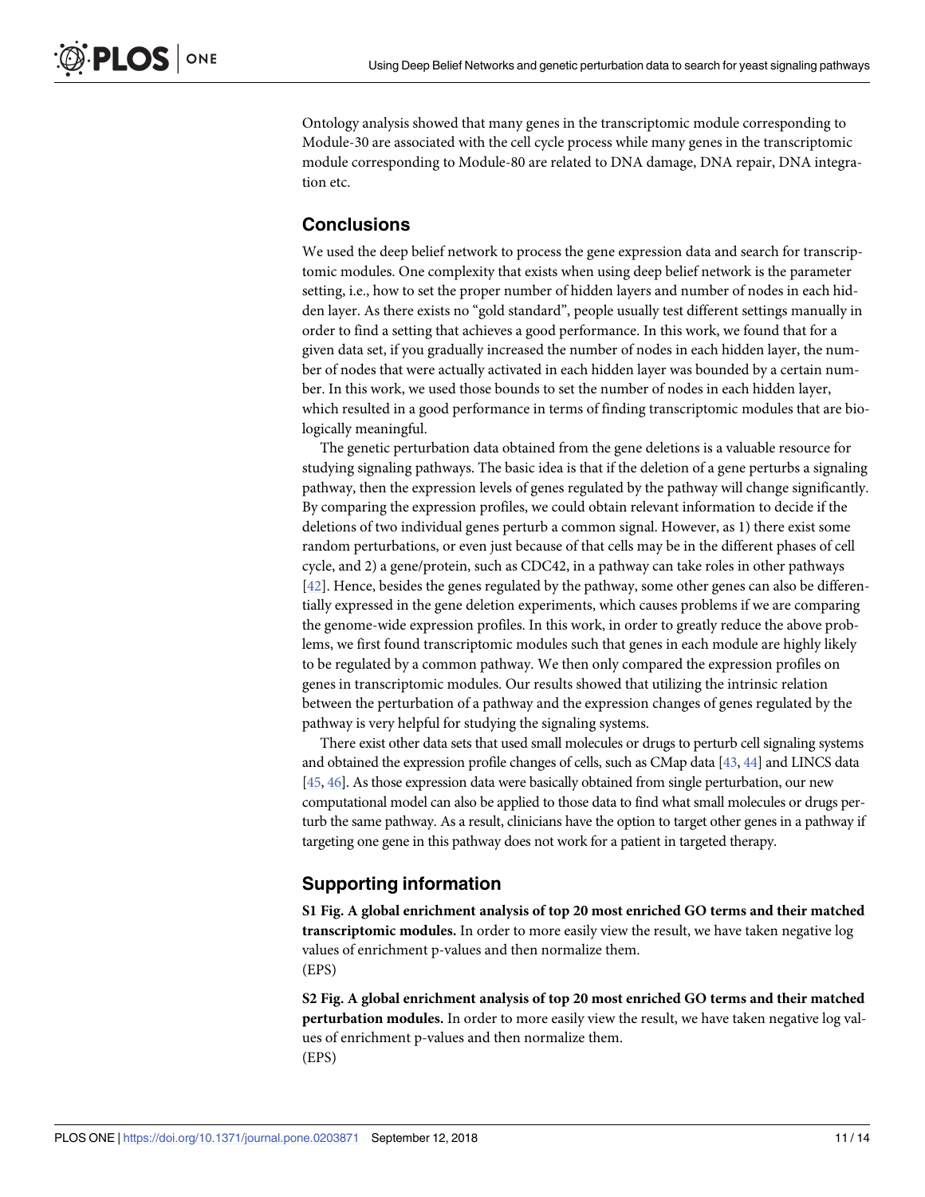Ontology analysis showed that many genes in the transcriptomic module corresponding to Module-30 are associated with the cell cycle process while many genes in the transcriptomic module corresponding to Module-80 are related to DNA damage, DNA repair, DNA integration etc.

## Conclusions

We used the deep belief network to process the gene expression data and search for transcriptomic modules. One complexity that exists when using deep belief network is the parameter setting, i.e., how to set the proper number of hidden layers and number of nodes in each hidden layer. As there exists no "gold standard", people usually test different settings manually in order to find a setting that achieves a good performance. In this work, we found that for a given data set, if you gradually increased the number of nodes in each hidden layer, the number of nodes that were actually activated in each hidden layer was bounded by a certain number. In this work, we used those bounds to set the number of nodes in each hidden layer, which resulted in a good performance in terms of finding transcriptomic modules that are biologically meaningful.

The genetic perturbation data obtained from the gene deletions is a valuable resource for studying signaling pathways. The basic idea is that if the deletion of a gene perturbs a signaling pathway, then the expression levels of genes regulated by the pathway will change significantly. By comparing the expression profiles, we could obtain relevant information to decide if the deletions of two individual genes perturb a common signal. However, as 1) there exist some random perturbations, or even just because of that cells may be in the different phases of cell cycle, and 2) a gene/protein, such as CDC42, in a pathway can take roles in other pathways [42]. Hence, besides the genes regulated by the pathway, some other genes can also be differentially expressed in the gene deletion experiments, which causes problems if we are comparing the genome-wide expression profiles. In this work, in order to greatly reduce the above problems, we first found transcriptomic modules such that genes in each module are highly likely to be regulated by a common pathway. We then only compared the expression profiles on genes in transcriptomic modules. Our results showed that utilizing the intrinsic relation between the perturbation of a pathway and the expression changes of genes regulated by the pathway is very helpful for studying the signaling systems.

There exist other data sets that used small molecules or drugs to perturb cell signaling systems and obtained the expression profile changes of cells, such as CMap data [43, 44] and LINCS data [45, 46]. As those expression data were basically obtained from single perturbation, our new computational model can also be applied to those data to find what small molecules or drugs perturb the same pathway. As a result, clinicians have the option to target other genes in a pathway if targeting one gene in this pathway does not work for a patient in targeted therapy.

## Supporting information

**S1 Fig. A global enrichment analysis of top 20 most enriched GO terms and their matched transcriptomic modules.** In order to more easily view the result, we have taken negative log values of enrichment p-values and then normalize them.
(EPS)

**S2 Fig. A global enrichment analysis of top 20 most enriched GO terms and their matched perturbation modules.** In order to more easily view the result, we have taken negative log values of enrichment p-values and then normalize them.
(EPS)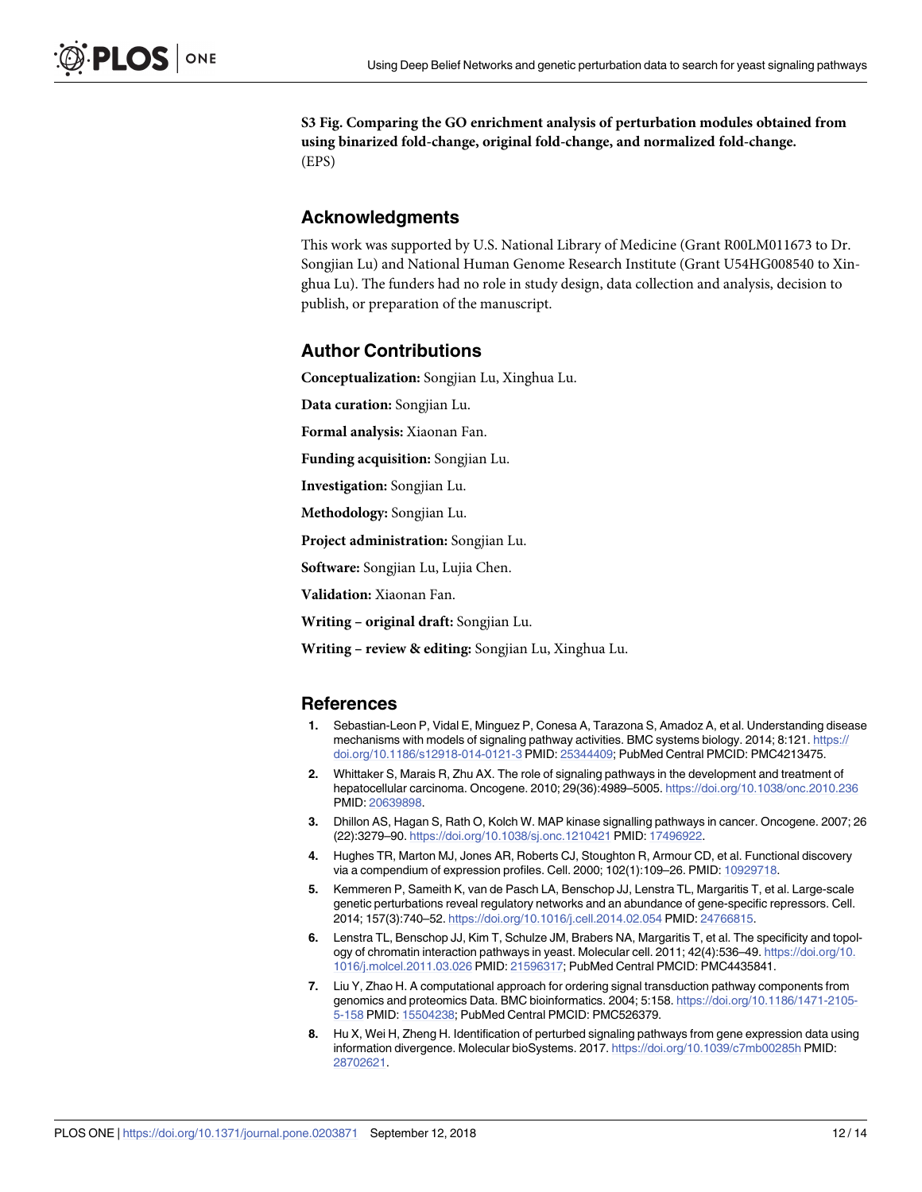**S3 Fig. Comparing the GO enrichment analysis of perturbation modules obtained from using binarized fold-change, original fold-change, and normalized fold-change.**
(EPS)

## Acknowledgments

This work was supported by U.S. National Library of Medicine (Grant R00LM011673 to Dr. Songjian Lu) and National Human Genome Research Institute (Grant U54HG008540 to Xinghua Lu). The funders had no role in study design, data collection and analysis, decision to publish, or preparation of the manuscript.

## Author Contributions

**Conceptualization:** Songjian Lu, Xinghua Lu.

**Data curation:** Songjian Lu.

**Formal analysis:** Xiaonan Fan.

**Funding acquisition:** Songjian Lu.

**Investigation:** Songjian Lu.

**Methodology:** Songjian Lu.

**Project administration:** Songjian Lu.

**Software:** Songjian Lu, Lujia Chen.

**Validation:** Xiaonan Fan.

**Writing – original draft:** Songjian Lu.

**Writing – review & editing:** Songjian Lu, Xinghua Lu.

## References

1. Sebastian-Leon P, Vidal E, Minguez P, Conesa A, Tarazona S, Amadoz A, et al. Understanding disease mechanisms with models of signaling pathway activities. BMC systems biology. 2014; 8:121. https://doi.org/10.1186/s12918-014-0121-3 PMID: 25344409; PubMed Central PMCID: PMC4213475.
2. Whittaker S, Marais R, Zhu AX. The role of signaling pathways in the development and treatment of hepatocellular carcinoma. Oncogene. 2010; 29(36):4989–5005. https://doi.org/10.1038/onc.2010.236 PMID: 20639898.
3. Dhillon AS, Hagan S, Rath O, Kolch W. MAP kinase signalling pathways in cancer. Oncogene. 2007; 26 (22):3279–90. https://doi.org/10.1038/sj.onc.1210421 PMID: 17496922.
4. Hughes TR, Marton MJ, Jones AR, Roberts CJ, Stoughton R, Armour CD, et al. Functional discovery via a compendium of expression profiles. Cell. 2000; 102(1):109–26. PMID: 10929718.
5. Kemmeren P, Sameith K, van de Pasch LA, Benschop JJ, Lenstra TL, Margaritis T, et al. Large-scale genetic perturbations reveal regulatory networks and an abundance of gene-specific repressors. Cell. 2014; 157(3):740–52. https://doi.org/10.1016/j.cell.2014.02.054 PMID: 24766815.
6. Lenstra TL, Benschop JJ, Kim T, Schulze JM, Brabers NA, Margaritis T, et al. The specificity and topology of chromatin interaction pathways in yeast. Molecular cell. 2011; 42(4):536–49. https://doi.org/10.1016/j.molcel.2011.03.026 PMID: 21596317; PubMed Central PMCID: PMC4435841.
7. Liu Y, Zhao H. A computational approach for ordering signal transduction pathway components from genomics and proteomics Data. BMC bioinformatics. 2004; 5:158. https://doi.org/10.1186/1471-2105-5-158 PMID: 15504238; PubMed Central PMCID: PMC526379.
8. Hu X, Wei H, Zheng H. Identification of perturbed signaling pathways from gene expression data using information divergence. Molecular bioSystems. 2017. https://doi.org/10.1039/c7mb00285h PMID: 28702621.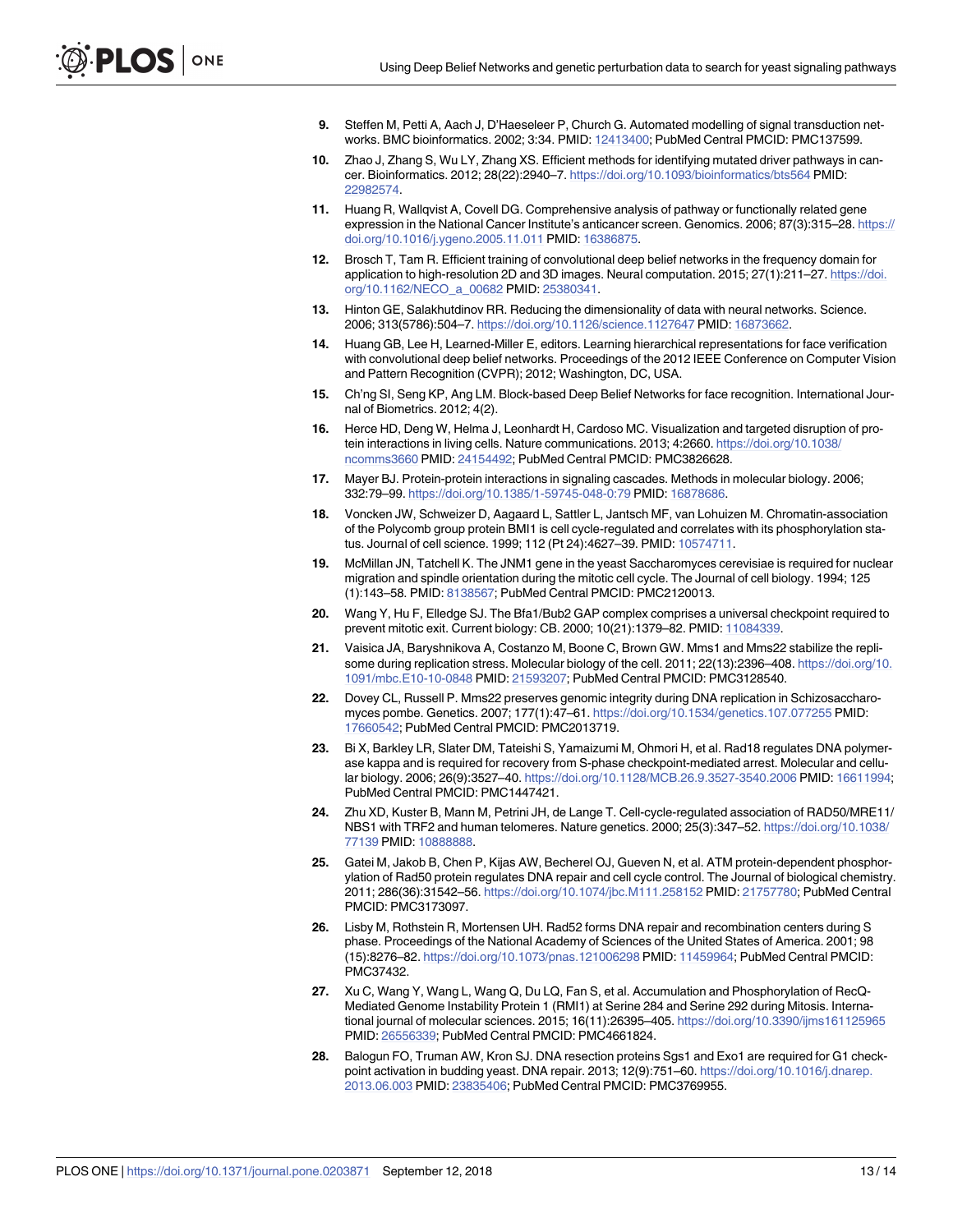9. Steffen M, Petti A, Aach J, D'Haeseleer P, Church G. Automated modelling of signal transduction networks. BMC bioinformatics. 2002; 3:34. PMID: 12413400; PubMed Central PMCID: PMC137599.
10. Zhao J, Zhang S, Wu LY, Zhang XS. Efficient methods for identifying mutated driver pathways in cancer. Bioinformatics. 2012; 28(22):2940–7. https://doi.org/10.1093/bioinformatics/bts564 PMID: 22982574.
11. Huang R, Wallqvist A, Covell DG. Comprehensive analysis of pathway or functionally related gene expression in the National Cancer Institute's anticancer screen. Genomics. 2006; 87(3):315–28. https://doi.org/10.1016/j.ygeno.2005.11.011 PMID: 16386875.
12. Brosch T, Tam R. Efficient training of convolutional deep belief networks in the frequency domain for application to high-resolution 2D and 3D images. Neural computation. 2015; 27(1):211–27. https://doi.org/10.1162/NECO_a_00682 PMID: 25380341.
13. Hinton GE, Salakhutdinov RR. Reducing the dimensionality of data with neural networks. Science. 2006; 313(5786):504–7. https://doi.org/10.1126/science.1127647 PMID: 16873662.
14. Huang GB, Lee H, Learned-Miller E, editors. Learning hierarchical representations for face verification with convolutional deep belief networks. Proceedings of the 2012 IEEE Conference on Computer Vision and Pattern Recognition (CVPR); 2012; Washington, DC, USA.
15. Ch'ng SI, Seng KP, Ang LM. Block-based Deep Belief Networks for face recognition. International Journal of Biometrics. 2012; 4(2).
16. Herce HD, Deng W, Helma J, Leonhardt H, Cardoso MC. Visualization and targeted disruption of protein interactions in living cells. Nature communications. 2013; 4:2660. https://doi.org/10.1038/ncomms3660 PMID: 24154492; PubMed Central PMCID: PMC3826628.
17. Mayer BJ. Protein-protein interactions in signaling cascades. Methods in molecular biology. 2006; 332:79–99. https://doi.org/10.1385/1-59745-048-0:79 PMID: 16878686.
18. Voncken JW, Schweizer D, Aagaard L, Sattler L, Jantsch MF, van Lohuizen M. Chromatin-association of the Polycomb group protein BMI1 is cell cycle-regulated and correlates with its phosphorylation status. Journal of cell science. 1999; 112 (Pt 24):4627–39. PMID: 10574711.
19. McMillan JN, Tatchell K. The JNM1 gene in the yeast Saccharomyces cerevisiae is required for nuclear migration and spindle orientation during the mitotic cell cycle. The Journal of cell biology. 1994; 125 (1):143–58. PMID: 8138567; PubMed Central PMCID: PMC2120013.
20. Wang Y, Hu F, Elledge SJ. The Bfa1/Bub2 GAP complex comprises a universal checkpoint required to prevent mitotic exit. Current biology: CB. 2000; 10(21):1379–82. PMID: 11084339.
21. Vaisica JA, Baryshnikova A, Costanzo M, Boone C, Brown GW. Mms1 and Mms22 stabilize the replisome during replication stress. Molecular biology of the cell. 2011; 22(13):2396–408. https://doi.org/10.1091/mbc.E10-10-0848 PMID: 21593207; PubMed Central PMCID: PMC3128540.
22. Dovey CL, Russell P. Mms22 preserves genomic integrity during DNA replication in Schizosaccharomyces pombe. Genetics. 2007; 177(1):47–61. https://doi.org/10.1534/genetics.107.077255 PMID: 17660542; PubMed Central PMCID: PMC2013719.
23. Bi X, Barkley LR, Slater DM, Tateishi S, Yamaizumi M, Ohmori H, et al. Rad18 regulates DNA polymerase kappa and is required for recovery from S-phase checkpoint-mediated arrest. Molecular and cellular biology. 2006; 26(9):3527–40. https://doi.org/10.1128/MCB.26.9.3527-3540.2006 PMID: 16611994; PubMed Central PMCID: PMC1447421.
24. Zhu XD, Kuster B, Mann M, Petrini JH, de Lange T. Cell-cycle-regulated association of RAD50/MRE11/NBS1 with TRF2 and human telomeres. Nature genetics. 2000; 25(3):347–52. https://doi.org/10.1038/77139 PMID: 10888888.
25. Gatei M, Jakob B, Chen P, Kijas AW, Becherel OJ, Gueven N, et al. ATM protein-dependent phosphorylation of Rad50 protein regulates DNA repair and cell cycle control. The Journal of biological chemistry. 2011; 286(36):31542–56. https://doi.org/10.1074/jbc.M111.258152 PMID: 21757780; PubMed Central PMCID: PMC3173097.
26. Lisby M, Rothstein R, Mortensen UH. Rad52 forms DNA repair and recombination centers during S phase. Proceedings of the National Academy of Sciences of the United States of America. 2001; 98 (15):8276–82. https://doi.org/10.1073/pnas.121006298 PMID: 11459964; PubMed Central PMCID: PMC37432.
27. Xu C, Wang Y, Wang L, Wang Q, Du LQ, Fan S, et al. Accumulation and Phosphorylation of RecQ-Mediated Genome Instability Protein 1 (RMI1) at Serine 284 and Serine 292 during Mitosis. International journal of molecular sciences. 2015; 16(11):26395–405. https://doi.org/10.3390/ijms161125965 PMID: 26556339; PubMed Central PMCID: PMC4661824.
28. Balogun FO, Truman AW, Kron SJ. DNA resection proteins Sgs1 and Exo1 are required for G1 checkpoint activation in budding yeast. DNA repair. 2013; 12(9):751–60. https://doi.org/10.1016/j.dnarep.2013.06.003 PMID: 23835406; PubMed Central PMCID: PMC3769955.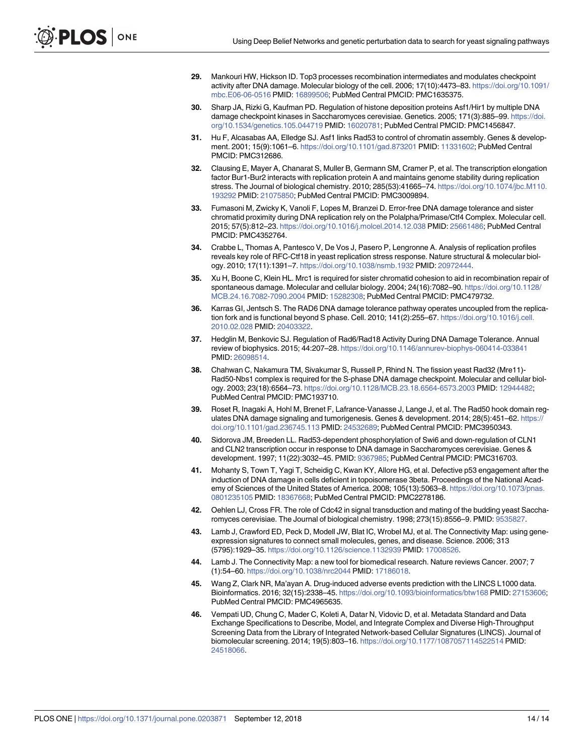29. Mankouri HW, Hickson ID. Top3 processes recombination intermediates and modulates checkpoint activity after DNA damage. Molecular biology of the cell. 2006; 17(10):4473–83. https://doi.org/10.1091/mbc.E06-06-0516 PMID: 16899506; PubMed Central PMCID: PMC1635375.

30. Sharp JA, Rizki G, Kaufman PD. Regulation of histone deposition proteins Asf1/Hir1 by multiple DNA damage checkpoint kinases in Saccharomyces cerevisiae. Genetics. 2005; 171(3):885–99. https://doi.org/10.1534/genetics.105.044719 PMID: 16020781; PubMed Central PMCID: PMC1456847.

31. Hu F, Alcasabas AA, Elledge SJ. Asf1 links Rad53 to control of chromatin assembly. Genes & development. 2001; 15(9):1061–6. https://doi.org/10.1101/gad.873201 PMID: 11331602; PubMed Central PMCID: PMC312686.

32. Clausing E, Mayer A, Chanarat S, Muller B, Germann SM, Cramer P, et al. The transcription elongation factor Bur1-Bur2 interacts with replication protein A and maintains genome stability during replication stress. The Journal of biological chemistry. 2010; 285(53):41665–74. https://doi.org/10.1074/jbc.M110.193292 PMID: 21075850; PubMed Central PMCID: PMC3009894.

33. Fumasoni M, Zwicky K, Vanoli F, Lopes M, Branzei D. Error-free DNA damage tolerance and sister chromatid proximity during DNA replication rely on the Polalpha/Primase/Ctf4 Complex. Molecular cell. 2015; 57(5):812–23. https://doi.org/10.1016/j.molcel.2014.12.038 PMID: 25661486; PubMed Central PMCID: PMC4352764.

34. Crabbe L, Thomas A, Pantesco V, De Vos J, Pasero P, Lengronne A. Analysis of replication profiles reveals key role of RFC-Ctf18 in yeast replication stress response. Nature structural & molecular biology. 2010; 17(11):1391–7. https://doi.org/10.1038/nsmb.1932 PMID: 20972444.

35. Xu H, Boone C, Klein HL. Mrc1 is required for sister chromatid cohesion to aid in recombination repair of spontaneous damage. Molecular and cellular biology. 2004; 24(16):7082–90. https://doi.org/10.1128/MCB.24.16.7082-7090.2004 PMID: 15282308; PubMed Central PMCID: PMC479732.

36. Karras GI, Jentsch S. The RAD6 DNA damage tolerance pathway operates uncoupled from the replication fork and is functional beyond S phase. Cell. 2010; 141(2):255–67. https://doi.org/10.1016/j.cell.2010.02.028 PMID: 20403322.

37. Hedglin M, Benkovic SJ. Regulation of Rad6/Rad18 Activity During DNA Damage Tolerance. Annual review of biophysics. 2015; 44:207–28. https://doi.org/10.1146/annurev-biophys-060414-033841 PMID: 26098514.

38. Chahwan C, Nakamura TM, Sivakumar S, Russell P, Rhind N. The fission yeast Rad32 (Mre11)-Rad50-Nbs1 complex is required for the S-phase DNA damage checkpoint. Molecular and cellular biology. 2003; 23(18):6564–73. https://doi.org/10.1128/MCB.23.18.6564-6573.2003 PMID: 12944482; PubMed Central PMCID: PMC193710.

39. Roset R, Inagaki A, Hohl M, Brenet F, Lafrance-Vanasse J, Lange J, et al. The Rad50 hook domain regulates DNA damage signaling and tumorigenesis. Genes & development. 2014; 28(5):451–62. https://doi.org/10.1101/gad.236745.113 PMID: 24532689; PubMed Central PMCID: PMC3950343.

40. Sidorova JM, Breeden LL. Rad53-dependent phosphorylation of Swi6 and down-regulation of CLN1 and CLN2 transcription occur in response to DNA damage in Saccharomyces cerevisiae. Genes & development. 1997; 11(22):3032–45. PMID: 9367985; PubMed Central PMCID: PMC316703.

41. Mohanty S, Town T, Yagi T, Scheidig C, Kwan KY, Allore HG, et al. Defective p53 engagement after the induction of DNA damage in cells deficient in topoisomerase 3beta. Proceedings of the National Academy of Sciences of the United States of America. 2008; 105(13):5063–8. https://doi.org/10.1073/pnas.0801235105 PMID: 18367668; PubMed Central PMCID: PMC2278186.

42. Oehlen LJ, Cross FR. The role of Cdc42 in signal transduction and mating of the budding yeast Saccharomyces cerevisiae. The Journal of biological chemistry. 1998; 273(15):8556–9. PMID: 9535827.

43. Lamb J, Crawford ED, Peck D, Modell JW, Blat IC, Wrobel MJ, et al. The Connectivity Map: using gene-expression signatures to connect small molecules, genes, and disease. Science. 2006; 313 (5795):1929–35. https://doi.org/10.1126/science.1132939 PMID: 17008526.

44. Lamb J. The Connectivity Map: a new tool for biomedical research. Nature reviews Cancer. 2007; 7 (1):54–60. https://doi.org/10.1038/nrc2044 PMID: 17186018.

45. Wang Z, Clark NR, Ma'ayan A. Drug-induced adverse events prediction with the LINCS L1000 data. Bioinformatics. 2016; 32(15):2338–45. https://doi.org/10.1093/bioinformatics/btw168 PMID: 27153606; PubMed Central PMCID: PMC4965635.

46. Vempati UD, Chung C, Mader C, Koleti A, Datar N, Vidovic D, et al. Metadata Standard and Data Exchange Specifications to Describe, Model, and Integrate Complex and Diverse High-Throughput Screening Data from the Library of Integrated Network-based Cellular Signatures (LINCS). Journal of biomolecular screening. 2014; 19(5):803–16. https://doi.org/10.1177/1087057114522514 PMID: 24518066.